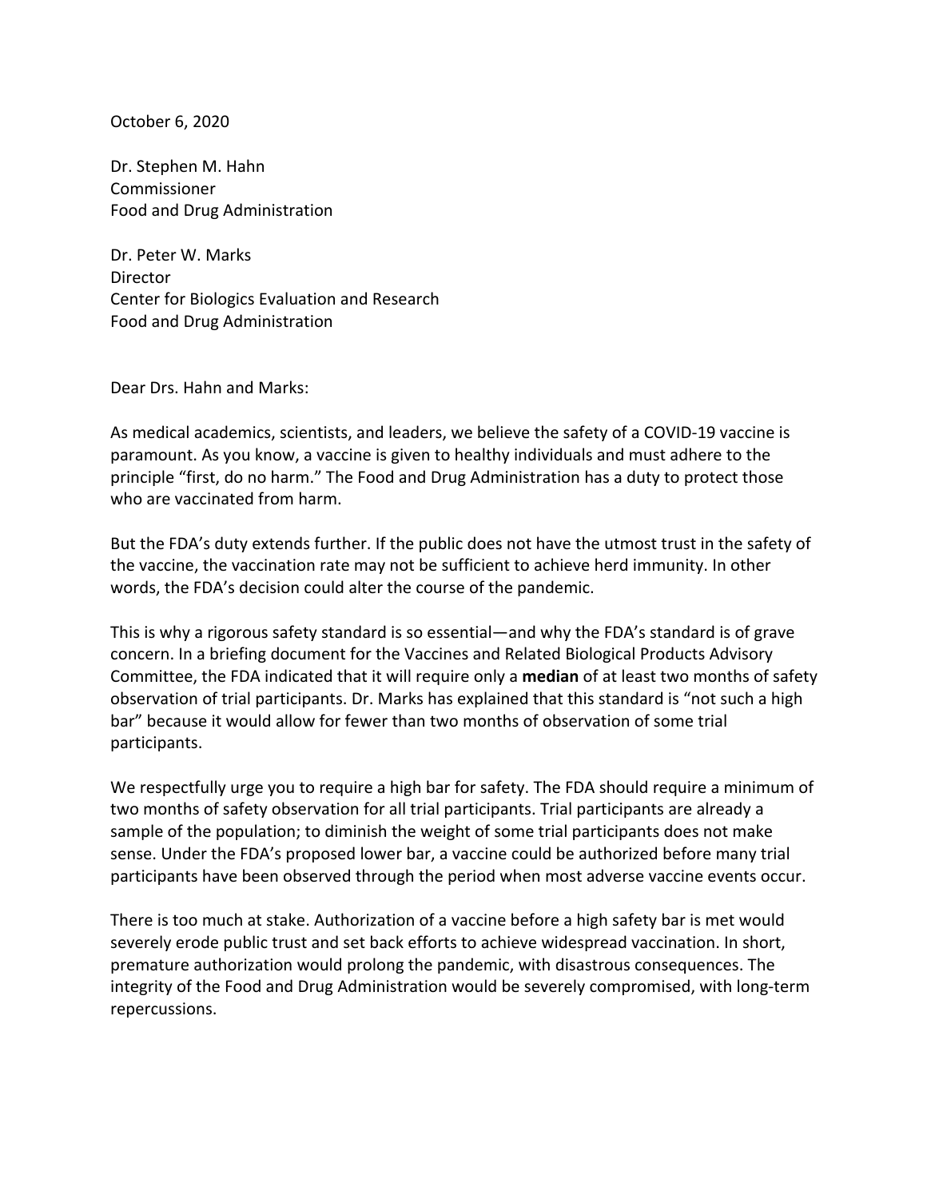October 6, 2020

Dr. Stephen M. Hahn
Commissioner
Food and Drug Administration

Dr. Peter W. Marks
Director
Center for Biologics Evaluation and Research
Food and Drug Administration

Dear Drs. Hahn and Marks:

As medical academics, scientists, and leaders, we believe the safety of a COVID-19 vaccine is paramount. As you know, a vaccine is given to healthy individuals and must adhere to the principle "first, do no harm." The Food and Drug Administration has a duty to protect those who are vaccinated from harm.

But the FDA's duty extends further. If the public does not have the utmost trust in the safety of the vaccine, the vaccination rate may not be sufficient to achieve herd immunity. In other words, the FDA's decision could alter the course of the pandemic.

This is why a rigorous safety standard is so essential—and why the FDA's standard is of grave concern. In a briefing document for the Vaccines and Related Biological Products Advisory Committee, the FDA indicated that it will require only a **median** of at least two months of safety observation of trial participants. Dr. Marks has explained that this standard is "not such a high bar" because it would allow for fewer than two months of observation of some trial participants.

We respectfully urge you to require a high bar for safety. The FDA should require a minimum of two months of safety observation for all trial participants. Trial participants are already a sample of the population; to diminish the weight of some trial participants does not make sense. Under the FDA's proposed lower bar, a vaccine could be authorized before many trial participants have been observed through the period when most adverse vaccine events occur.

There is too much at stake. Authorization of a vaccine before a high safety bar is met would severely erode public trust and set back efforts to achieve widespread vaccination. In short, premature authorization would prolong the pandemic, with disastrous consequences. The integrity of the Food and Drug Administration would be severely compromised, with long-term repercussions.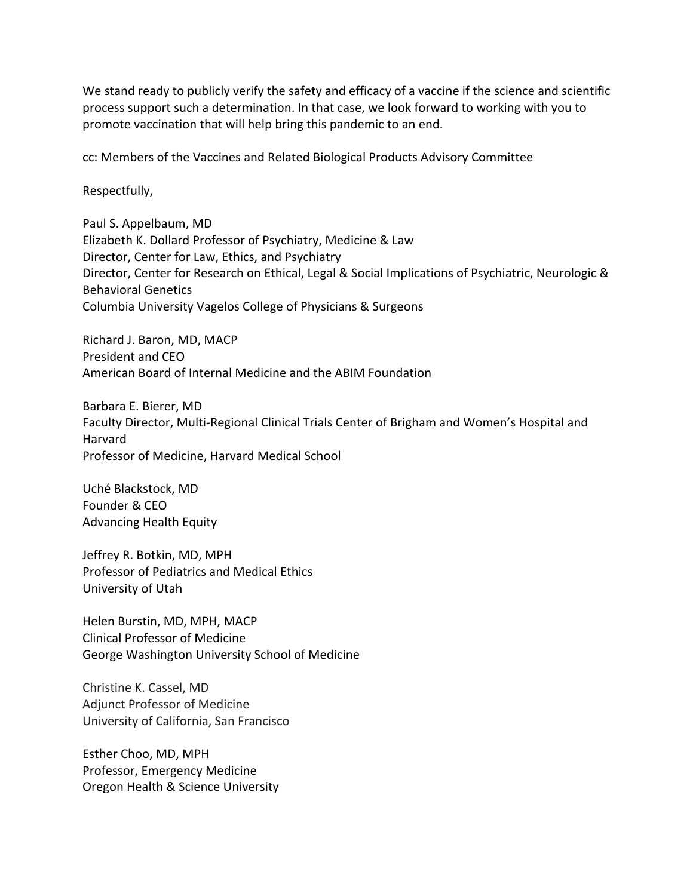We stand ready to publicly verify the safety and efficacy of a vaccine if the science and scientific process support such a determination. In that case, we look forward to working with you to promote vaccination that will help bring this pandemic to an end.

cc: Members of the Vaccines and Related Biological Products Advisory Committee

Respectfully,

Paul S. Appelbaum, MD
Elizabeth K. Dollard Professor of Psychiatry, Medicine & Law
Director, Center for Law, Ethics, and Psychiatry
Director, Center for Research on Ethical, Legal & Social Implications of Psychiatric, Neurologic & Behavioral Genetics
Columbia University Vagelos College of Physicians & Surgeons

Richard J. Baron, MD, MACP
President and CEO
American Board of Internal Medicine and the ABIM Foundation

Barbara E. Bierer, MD
Faculty Director, Multi-Regional Clinical Trials Center of Brigham and Women's Hospital and Harvard
Professor of Medicine, Harvard Medical School

Uché Blackstock, MD
Founder & CEO
Advancing Health Equity

Jeffrey R. Botkin, MD, MPH
Professor of Pediatrics and Medical Ethics
University of Utah

Helen Burstin, MD, MPH, MACP
Clinical Professor of Medicine
George Washington University School of Medicine

Christine K. Cassel, MD
Adjunct Professor of Medicine
University of California, San Francisco

Esther Choo, MD, MPH
Professor, Emergency Medicine
Oregon Health & Science University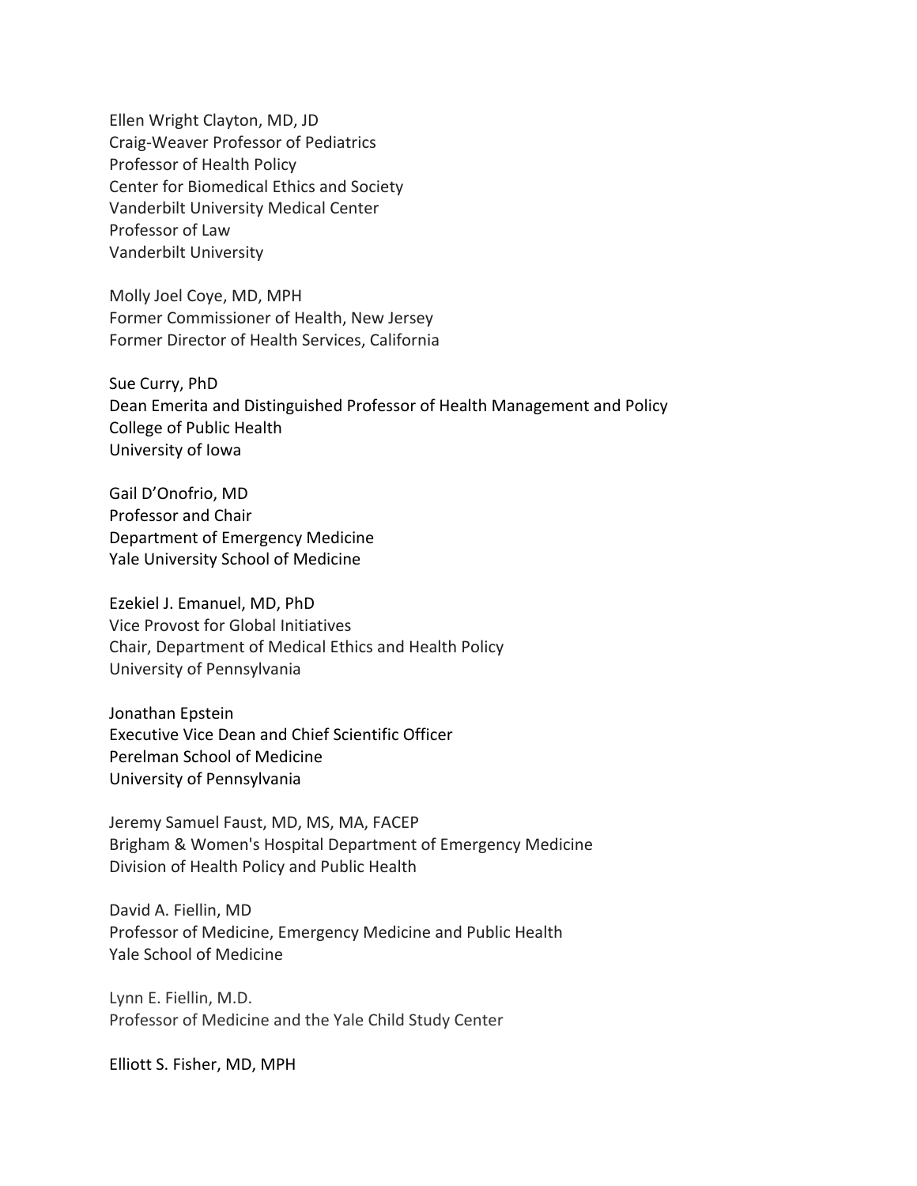Ellen Wright Clayton, MD, JD
Craig-Weaver Professor of Pediatrics
Professor of Health Policy
Center for Biomedical Ethics and Society
Vanderbilt University Medical Center
Professor of Law
Vanderbilt University

Molly Joel Coye, MD, MPH
Former Commissioner of Health, New Jersey
Former Director of Health Services, California

Sue Curry, PhD
Dean Emerita and Distinguished Professor of Health Management and Policy
College of Public Health
University of Iowa

Gail D'Onofrio, MD
Professor and Chair
Department of Emergency Medicine
Yale University School of Medicine

Ezekiel J. Emanuel, MD, PhD
Vice Provost for Global Initiatives
Chair, Department of Medical Ethics and Health Policy
University of Pennsylvania

Jonathan Epstein
Executive Vice Dean and Chief Scientific Officer
Perelman School of Medicine
University of Pennsylvania

Jeremy Samuel Faust, MD, MS, MA, FACEP
Brigham & Women's Hospital Department of Emergency Medicine
Division of Health Policy and Public Health

David A. Fiellin, MD
Professor of Medicine, Emergency Medicine and Public Health
Yale School of Medicine

Lynn E. Fiellin, M.D.
Professor of Medicine and the Yale Child Study Center

Elliott S. Fisher, MD, MPH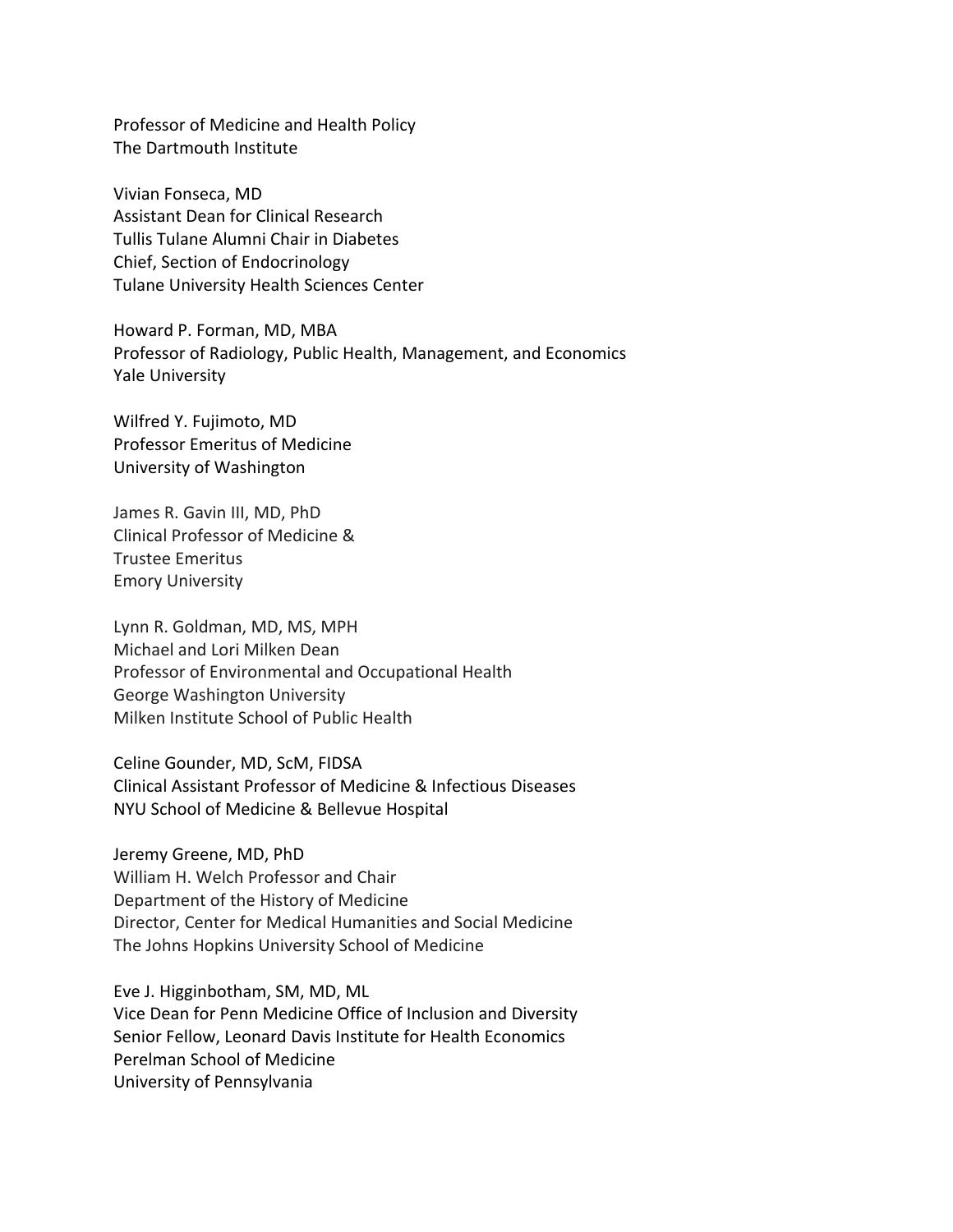Professor of Medicine and Health Policy
The Dartmouth Institute

Vivian Fonseca, MD
Assistant Dean for Clinical Research
Tullis Tulane Alumni Chair in Diabetes
Chief, Section of Endocrinology
Tulane University Health Sciences Center

Howard P. Forman, MD, MBA
Professor of Radiology, Public Health, Management, and Economics
Yale University

Wilfred Y. Fujimoto, MD
Professor Emeritus of Medicine
University of Washington

James R. Gavin III, MD, PhD
Clinical Professor of Medicine &
Trustee Emeritus
Emory University

Lynn R. Goldman, MD, MS, MPH
Michael and Lori Milken Dean
Professor of Environmental and Occupational Health
George Washington University
Milken Institute School of Public Health

Celine Gounder, MD, ScM, FIDSA
Clinical Assistant Professor of Medicine & Infectious Diseases
NYU School of Medicine & Bellevue Hospital

Jeremy Greene, MD, PhD
William H. Welch Professor and Chair
Department of the History of Medicine
Director, Center for Medical Humanities and Social Medicine
The Johns Hopkins University School of Medicine

Eve J. Higginbotham, SM, MD, ML
Vice Dean for Penn Medicine Office of Inclusion and Diversity
Senior Fellow, Leonard Davis Institute for Health Economics
Perelman School of Medicine
University of Pennsylvania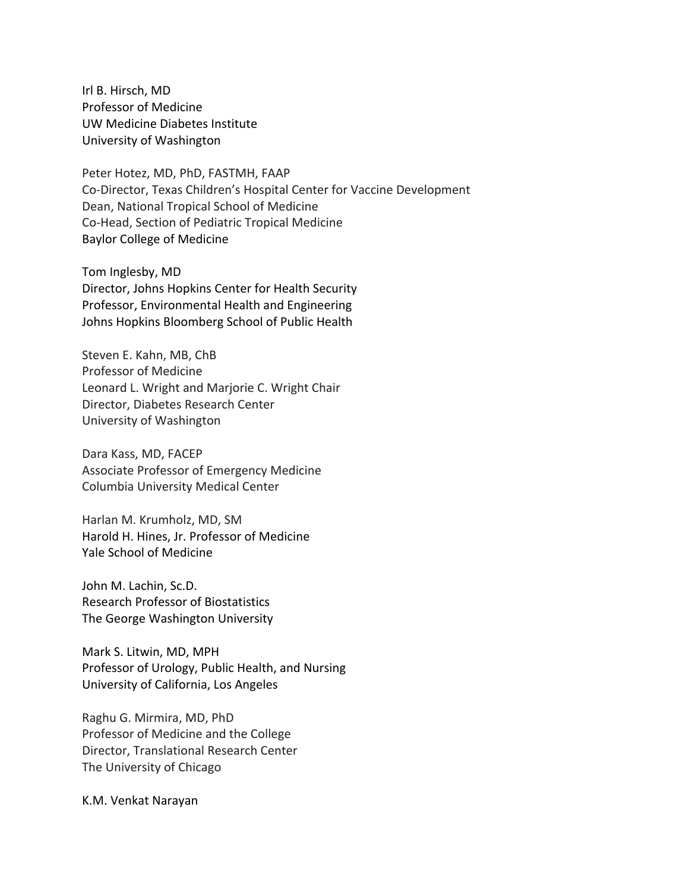Irl B. Hirsch, MD
Professor of Medicine
UW Medicine Diabetes Institute
University of Washington

Peter Hotez, MD, PhD, FASTMH, FAAP
Co-Director, Texas Children's Hospital Center for Vaccine Development
Dean, National Tropical School of Medicine
Co-Head, Section of Pediatric Tropical Medicine
Baylor College of Medicine

Tom Inglesby, MD
Director, Johns Hopkins Center for Health Security
Professor, Environmental Health and Engineering
Johns Hopkins Bloomberg School of Public Health

Steven E. Kahn, MB, ChB
Professor of Medicine
Leonard L. Wright and Marjorie C. Wright Chair
Director, Diabetes Research Center
University of Washington

Dara Kass, MD, FACEP
Associate Professor of Emergency Medicine
Columbia University Medical Center

Harlan M. Krumholz, MD, SM
Harold H. Hines, Jr. Professor of Medicine
Yale School of Medicine

John M. Lachin, Sc.D.
Research Professor of Biostatistics
The George Washington University

Mark S. Litwin, MD, MPH
Professor of Urology, Public Health, and Nursing
University of California, Los Angeles

Raghu G. Mirmira, MD, PhD
Professor of Medicine and the College
Director, Translational Research Center
The University of Chicago

K.M. Venkat Narayan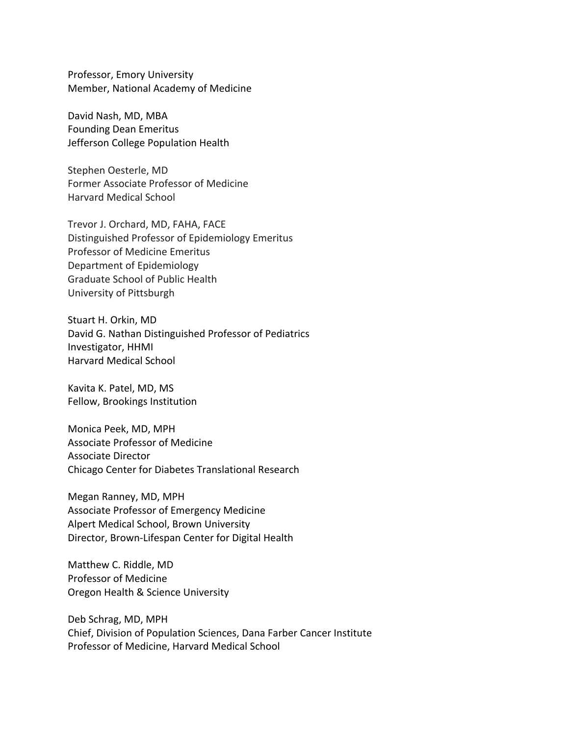Professor, Emory University
Member, National Academy of Medicine

David Nash, MD, MBA
Founding Dean Emeritus
Jefferson College Population Health

Stephen Oesterle, MD
Former Associate Professor of Medicine
Harvard Medical School

Trevor J. Orchard, MD, FAHA, FACE
Distinguished Professor of Epidemiology Emeritus
Professor of Medicine Emeritus
Department of Epidemiology
Graduate School of Public Health
University of Pittsburgh

Stuart H. Orkin, MD
David G. Nathan Distinguished Professor of Pediatrics
Investigator, HHMI
Harvard Medical School

Kavita K. Patel, MD, MS
Fellow, Brookings Institution

Monica Peek, MD, MPH
Associate Professor of Medicine
Associate Director
Chicago Center for Diabetes Translational Research

Megan Ranney, MD, MPH
Associate Professor of Emergency Medicine
Alpert Medical School, Brown University
Director, Brown-Lifespan Center for Digital Health

Matthew C. Riddle, MD
Professor of Medicine
Oregon Health & Science University

Deb Schrag, MD, MPH
Chief, Division of Population Sciences, Dana Farber Cancer Institute
Professor of Medicine, Harvard Medical School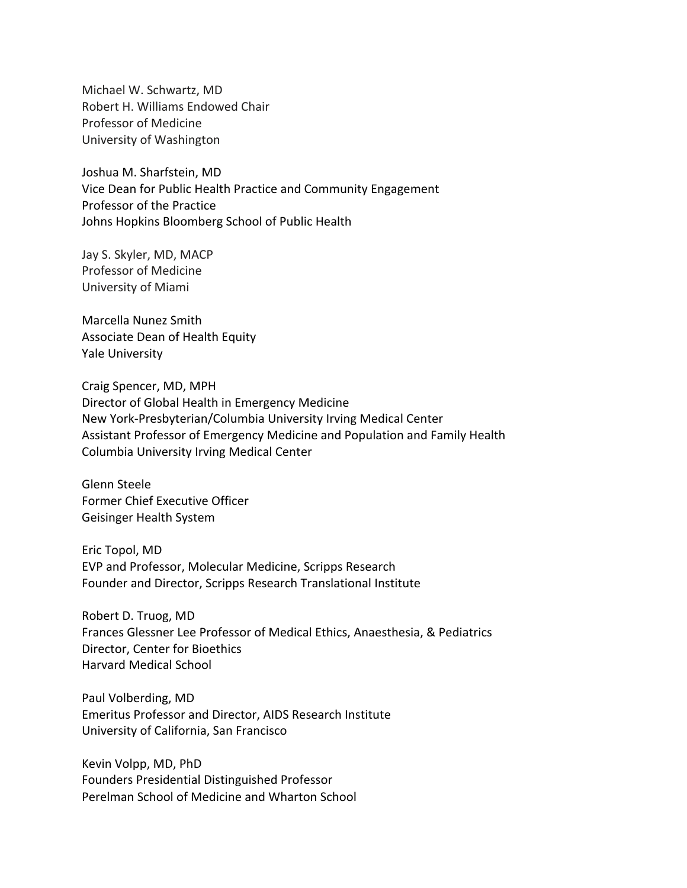Michael W. Schwartz, MD
Robert H. Williams Endowed Chair
Professor of Medicine
University of Washington

Joshua M. Sharfstein, MD
Vice Dean for Public Health Practice and Community Engagement
Professor of the Practice
Johns Hopkins Bloomberg School of Public Health

Jay S. Skyler, MD, MACP
Professor of Medicine
University of Miami

Marcella Nunez Smith
Associate Dean of Health Equity
Yale University

Craig Spencer, MD, MPH
Director of Global Health in Emergency Medicine
New York-Presbyterian/Columbia University Irving Medical Center
Assistant Professor of Emergency Medicine and Population and Family Health
Columbia University Irving Medical Center

Glenn Steele
Former Chief Executive Officer
Geisinger Health System

Eric Topol, MD
EVP and Professor, Molecular Medicine, Scripps Research
Founder and Director, Scripps Research Translational Institute

Robert D. Truog, MD
Frances Glessner Lee Professor of Medical Ethics, Anaesthesia, & Pediatrics
Director, Center for Bioethics
Harvard Medical School

Paul Volberding, MD
Emeritus Professor and Director, AIDS Research Institute
University of California, San Francisco

Kevin Volpp, MD, PhD
Founders Presidential Distinguished Professor
Perelman School of Medicine and Wharton School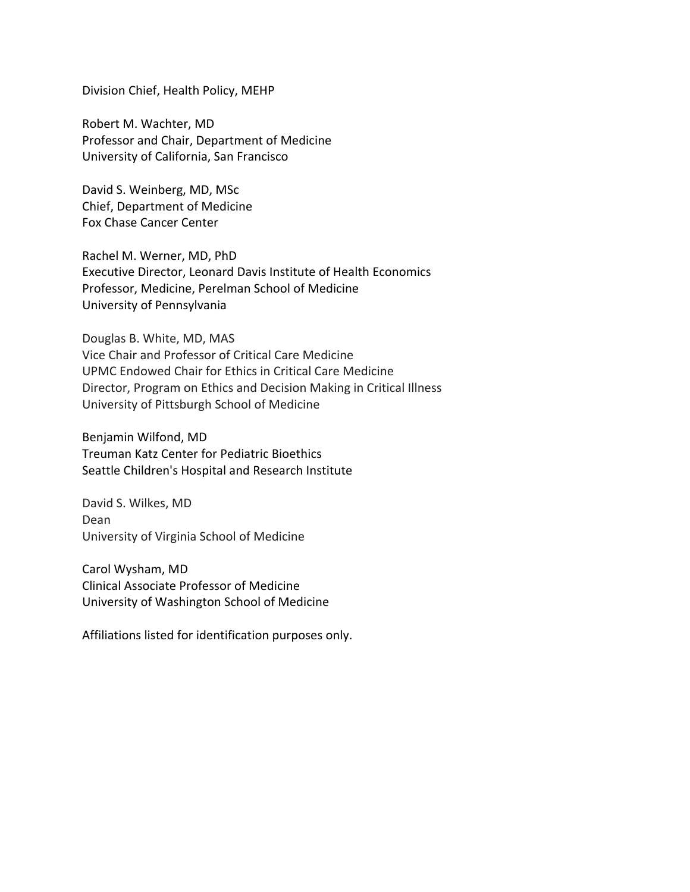Division Chief, Health Policy, MEHP

Robert M. Wachter, MD
Professor and Chair, Department of Medicine
University of California, San Francisco

David S. Weinberg, MD, MSc
Chief, Department of Medicine
Fox Chase Cancer Center

Rachel M. Werner, MD, PhD
Executive Director, Leonard Davis Institute of Health Economics
Professor, Medicine, Perelman School of Medicine
University of Pennsylvania

Douglas B. White, MD, MAS
Vice Chair and Professor of Critical Care Medicine
UPMC Endowed Chair for Ethics in Critical Care Medicine
Director, Program on Ethics and Decision Making in Critical Illness
University of Pittsburgh School of Medicine

Benjamin Wilfond, MD
Treuman Katz Center for Pediatric Bioethics
Seattle Children's Hospital and Research Institute

David S. Wilkes, MD
Dean
University of Virginia School of Medicine

Carol Wysham, MD
Clinical Associate Professor of Medicine
University of Washington School of Medicine

Affiliations listed for identification purposes only.